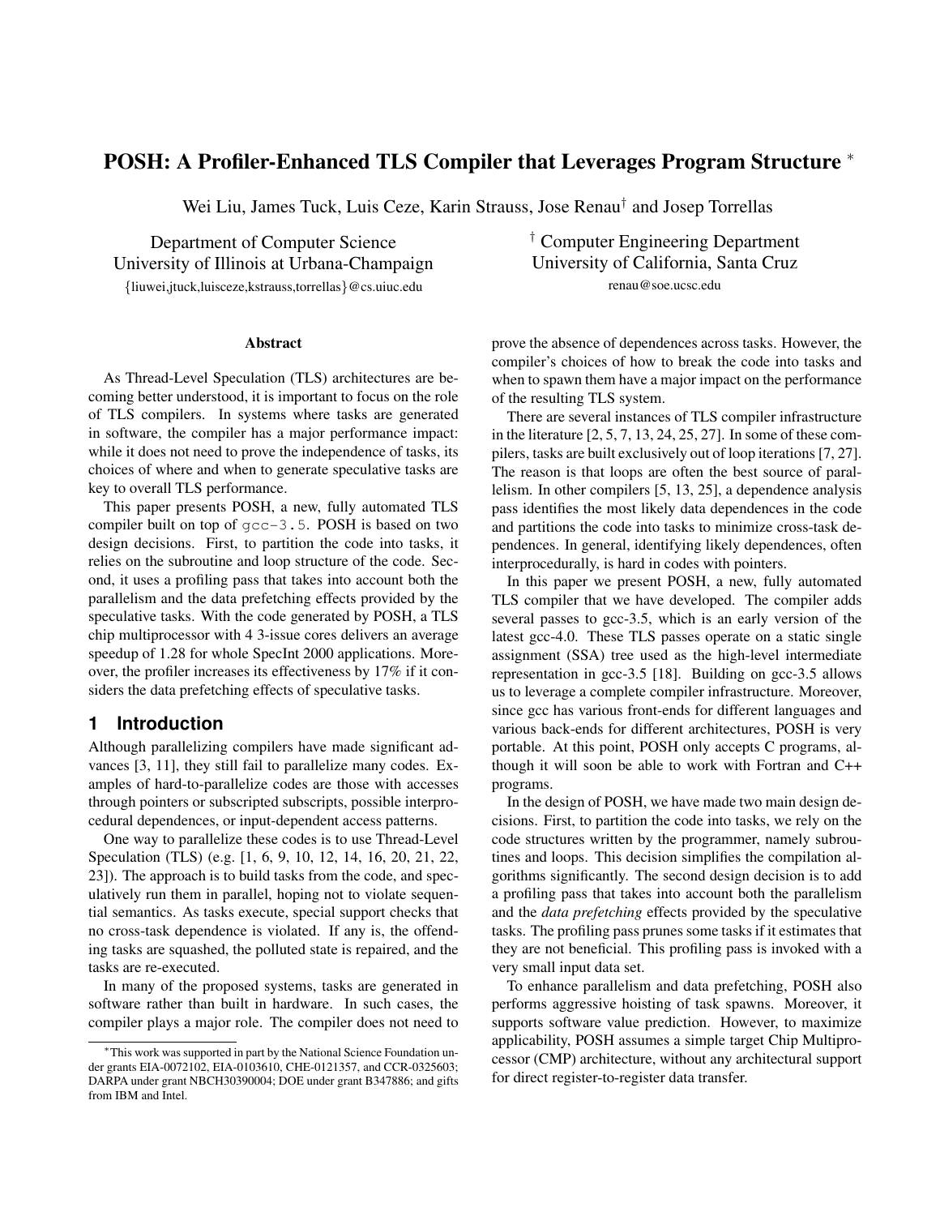# POSH: A Profiler-Enhanced TLS Compiler that Leverages Program Structure *

Wei Liu, James Tuck, Luis Ceze, Karin Strauss, Jose Renau† and Josep Torrellas

Department of Computer Science
University of Illinois at Urbana-Champaign
{liuwei,jtuck,luisceze,kstrauss,torrellas}@cs.uiuc.edu

† Computer Engineering Department
University of California, Santa Cruz
renau@soe.ucsc.edu

### Abstract

As Thread-Level Speculation (TLS) architectures are becoming better understood, it is important to focus on the role of TLS compilers. In systems where tasks are generated in software, the compiler has a major performance impact: while it does not need to prove the independence of tasks, its choices of where and when to generate speculative tasks are key to overall TLS performance.

This paper presents POSH, a new, fully automated TLS compiler built on top of `gcc-3.5`. POSH is based on two design decisions. First, to partition the code into tasks, it relies on the subroutine and loop structure of the code. Second, it uses a profiling pass that takes into account both the parallelism and the data prefetching effects provided by the speculative tasks. With the code generated by POSH, a TLS chip multiprocessor with 4 3-issue cores delivers an average speedup of 1.28 for whole SpecInt 2000 applications. Moreover, the profiler increases its effectiveness by 17% if it considers the data prefetching effects of speculative tasks.

## 1 Introduction

Although parallelizing compilers have made significant advances [3, 11], they still fail to parallelize many codes. Examples of hard-to-parallelize codes are those with accesses through pointers or subscripted subscripts, possible interprocedural dependences, or input-dependent access patterns.

One way to parallelize these codes is to use Thread-Level Speculation (TLS) (e.g. [1, 6, 9, 10, 12, 14, 16, 20, 21, 22, 23]). The approach is to build tasks from the code, and speculatively run them in parallel, hoping not to violate sequential semantics. As tasks execute, special support checks that no cross-task dependence is violated. If any is, the offending tasks are squashed, the polluted state is repaired, and the tasks are re-executed.

In many of the proposed systems, tasks are generated in software rather than built in hardware. In such cases, the compiler plays a major role. The compiler does not need to prove the absence of dependences across tasks. However, the compiler's choices of how to break the code into tasks and when to spawn them have a major impact on the performance of the resulting TLS system.

There are several instances of TLS compiler infrastructure in the literature [2, 5, 7, 13, 24, 25, 27]. In some of these compilers, tasks are built exclusively out of loop iterations [7, 27]. The reason is that loops are often the best source of parallelism. In other compilers [5, 13, 25], a dependence analysis pass identifies the most likely data dependences in the code and partitions the code into tasks to minimize cross-task dependences. In general, identifying likely dependences, often interprocedurally, is hard in codes with pointers.

In this paper we present POSH, a new, fully automated TLS compiler that we have developed. The compiler adds several passes to gcc-3.5, which is an early version of the latest gcc-4.0. These TLS passes operate on a static single assignment (SSA) tree used as the high-level intermediate representation in gcc-3.5 [18]. Building on gcc-3.5 allows us to leverage a complete compiler infrastructure. Moreover, since gcc has various front-ends for different languages and various back-ends for different architectures, POSH is very portable. At this point, POSH only accepts C programs, although it will soon be able to work with Fortran and C++ programs.

In the design of POSH, we have made two main design decisions. First, to partition the code into tasks, we rely on the code structures written by the programmer, namely subroutines and loops. This decision simplifies the compilation algorithms significantly. The second design decision is to add a profiling pass that takes into account both the parallelism and the *data prefetching* effects provided by the speculative tasks. The profiling pass prunes some tasks if it estimates that they are not beneficial. This profiling pass is invoked with a very small input data set.

To enhance parallelism and data prefetching, POSH also performs aggressive hoisting of task spawns. Moreover, it supports software value prediction. However, to maximize applicability, POSH assumes a simple target Chip Multiprocessor (CMP) architecture, without any architectural support for direct register-to-register data transfer.

*This work was supported in part by the National Science Foundation under grants EIA-0072102, EIA-0103610, CHE-0121357, and CCR-0325603; DARPA under grant NBCH30390004; DOE under grant B347886; and gifts from IBM and Intel.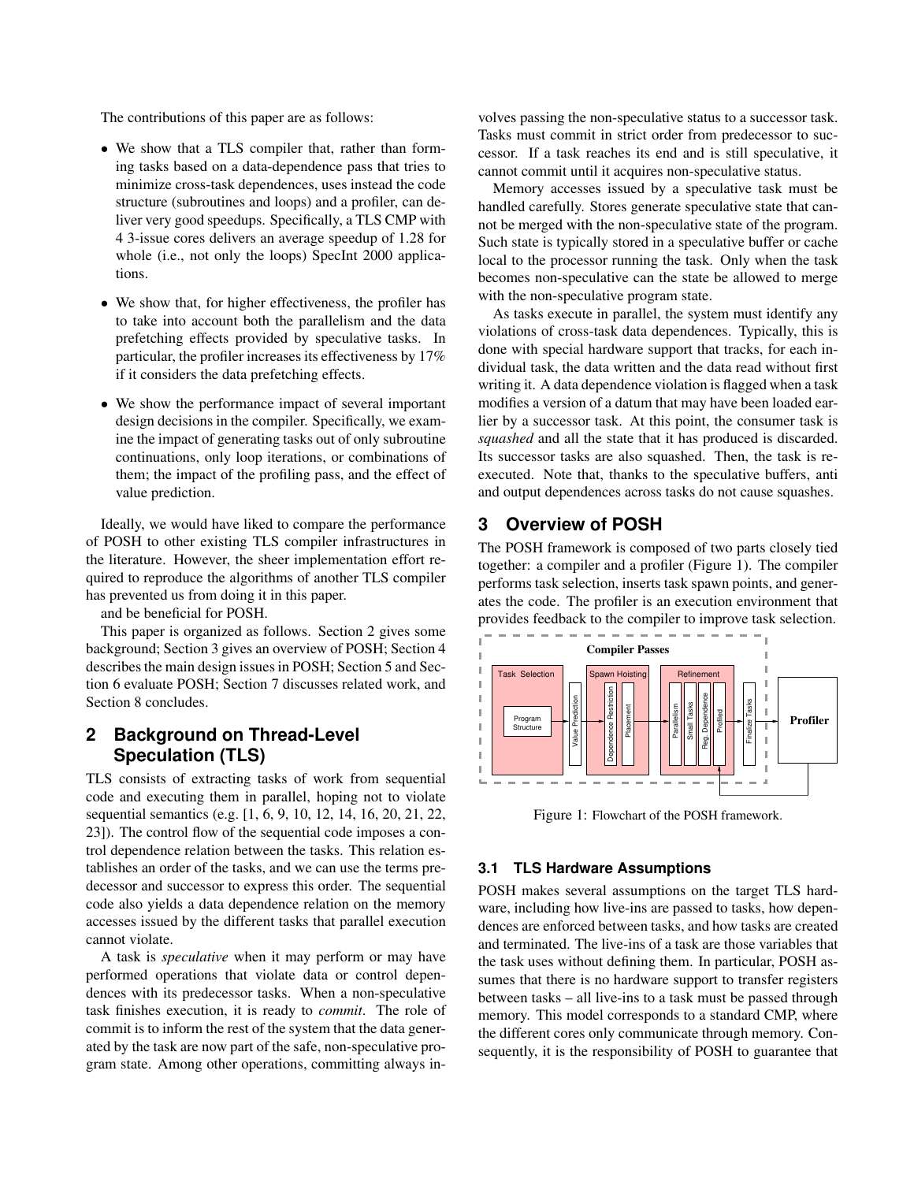The contributions of this paper are as follows:

- We show that a TLS compiler that, rather than forming tasks based on a data-dependence pass that tries to minimize cross-task dependences, uses instead the code structure (subroutines and loops) and a profiler, can deliver very good speedups. Specifically, a TLS CMP with 4 3-issue cores delivers an average speedup of 1.28 for whole (i.e., not only the loops) SpecInt 2000 applications.
- We show that, for higher effectiveness, the profiler has to take into account both the parallelism and the data prefetching effects provided by speculative tasks. In particular, the profiler increases its effectiveness by 17% if it considers the data prefetching effects.
- We show the performance impact of several important design decisions in the compiler. Specifically, we examine the impact of generating tasks out of only subroutine continuations, only loop iterations, or combinations of them; the impact of the profiling pass, and the effect of value prediction.

Ideally, we would have liked to compare the performance of POSH to other existing TLS compiler infrastructures in the literature. However, the sheer implementation effort required to reproduce the algorithms of another TLS compiler has prevented us from doing it in this paper.

and be beneficial for POSH.

This paper is organized as follows. Section 2 gives some background; Section 3 gives an overview of POSH; Section 4 describes the main design issues in POSH; Section 5 and Section 6 evaluate POSH; Section 7 discusses related work, and Section 8 concludes.

## 2 Background on Thread-Level Speculation (TLS)

TLS consists of extracting tasks of work from sequential code and executing them in parallel, hoping not to violate sequential semantics (e.g. [1, 6, 9, 10, 12, 14, 16, 20, 21, 22, 23]). The control flow of the sequential code imposes a control dependence relation between the tasks. This relation establishes an order of the tasks, and we can use the terms predecessor and successor to express this order. The sequential code also yields a data dependence relation on the memory accesses issued by the different tasks that parallel execution cannot violate.

A task is *speculative* when it may perform or may have performed operations that violate data or control dependences with its predecessor tasks. When a non-speculative task finishes execution, it is ready to *commit*. The role of commit is to inform the rest of the system that the data generated by the task are now part of the safe, non-speculative program state. Among other operations, committing always involves passing the non-speculative status to a successor task. Tasks must commit in strict order from predecessor to successor. If a task reaches its end and is still speculative, it cannot commit until it acquires non-speculative status.

Memory accesses issued by a speculative task must be handled carefully. Stores generate speculative state that cannot be merged with the non-speculative state of the program. Such state is typically stored in a speculative buffer or cache local to the processor running the task. Only when the task becomes non-speculative can the state be allowed to merge with the non-speculative program state.

As tasks execute in parallel, the system must identify any violations of cross-task data dependences. Typically, this is done with special hardware support that tracks, for each individual task, the data written and the data read without first writing it. A data dependence violation is flagged when a task modifies a version of a datum that may have been loaded earlier by a successor task. At this point, the consumer task is *squashed* and all the state that it has produced is discarded. Its successor tasks are also squashed. Then, the task is re-executed. Note that, thanks to the speculative buffers, anti and output dependences across tasks do not cause squashes.

## 3 Overview of POSH

The POSH framework is composed of two parts closely tied together: a compiler and a profiler (Figure 1). The compiler performs task selection, inserts task spawn points, and generates the code. The profiler is an execution environment that provides feedback to the compiler to improve task selection.

Figure 1: Flowchart of the POSH framework.

### 3.1 TLS Hardware Assumptions

POSH makes several assumptions on the target TLS hardware, including how live-ins are passed to tasks, how dependences are enforced between tasks, and how tasks are created and terminated. The live-ins of a task are those variables that the task uses without defining them. In particular, POSH assumes that there is no hardware support to transfer registers between tasks – all live-ins to a task must be passed through memory. This model corresponds to a standard CMP, where the different cores only communicate through memory. Consequently, it is the responsibility of POSH to guarantee that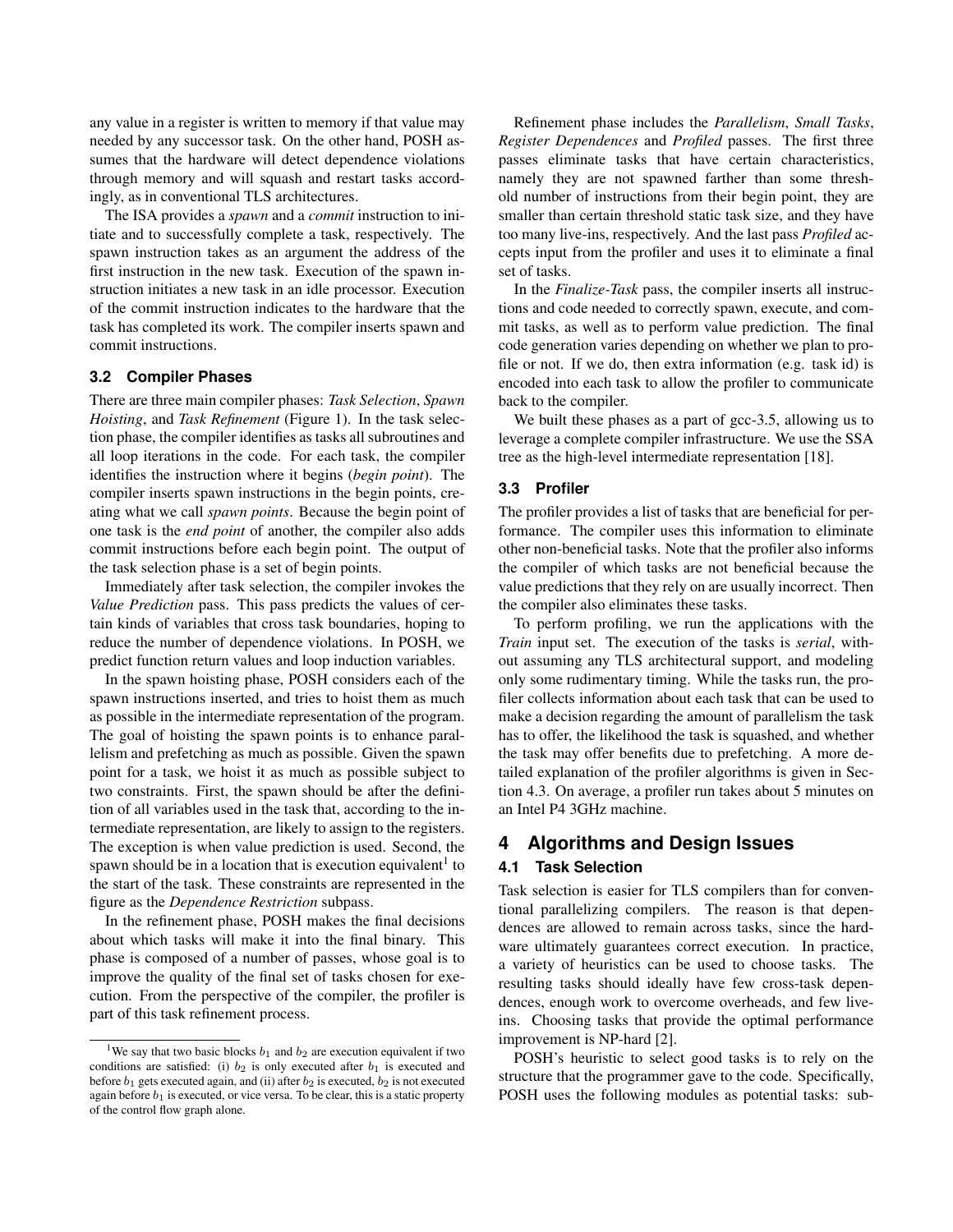any value in a register is written to memory if that value may needed by any successor task. On the other hand, POSH assumes that the hardware will detect dependence violations through memory and will squash and restart tasks accordingly, as in conventional TLS architectures.

The ISA provides a *spawn* and a *commit* instruction to initiate and to successfully complete a task, respectively. The spawn instruction takes as an argument the address of the first instruction in the new task. Execution of the spawn instruction initiates a new task in an idle processor. Execution of the commit instruction indicates to the hardware that the task has completed its work. The compiler inserts spawn and commit instructions.

### 3.2 Compiler Phases

There are three main compiler phases: *Task Selection*, *Spawn Hoisting*, and *Task Refinement* (Figure 1). In the task selection phase, the compiler identifies as tasks all subroutines and all loop iterations in the code. For each task, the compiler identifies the instruction where it begins (*begin point*). The compiler inserts spawn instructions in the begin points, creating what we call *spawn points*. Because the begin point of one task is the *end point* of another, the compiler also adds commit instructions before each begin point. The output of the task selection phase is a set of begin points.

Immediately after task selection, the compiler invokes the *Value Prediction* pass. This pass predicts the values of certain kinds of variables that cross task boundaries, hoping to reduce the number of dependence violations. In POSH, we predict function return values and loop induction variables.

In the spawn hoisting phase, POSH considers each of the spawn instructions inserted, and tries to hoist them as much as possible in the intermediate representation of the program. The goal of hoisting the spawn points is to enhance parallelism and prefetching as much as possible. Given the spawn point for a task, we hoist it as much as possible subject to two constraints. First, the spawn should be after the definition of all variables used in the task that, according to the intermediate representation, are likely to assign to the registers. The exception is when value prediction is used. Second, the spawn should be in a location that is execution equivalent[1] to the start of the task. These constraints are represented in the figure as the *Dependence Restriction* subpass.

In the refinement phase, POSH makes the final decisions about which tasks will make it into the final binary. This phase is composed of a number of passes, whose goal is to improve the quality of the final set of tasks chosen for execution. From the perspective of the compiler, the profiler is part of this task refinement process.

[1] We say that two basic blocks $b_1$ and $b_2$ are execution equivalent if two conditions are satisfied: (i) $b_2$ is only executed after $b_1$ is executed and before $b_1$ gets executed again, and (ii) after $b_2$ is executed, $b_2$ is not executed again before $b_1$ is executed, or vice versa. To be clear, this is a static property of the control flow graph alone.

Refinement phase includes the *Parallelism*, *Small Tasks*, *Register Dependences* and *Profiled* passes. The first three passes eliminate tasks that have certain characteristics, namely they are not spawned farther than some threshold number of instructions from their begin point, they are smaller than certain threshold static task size, and they have too many live-ins, respectively. And the last pass *Profiled* accepts input from the profiler and uses it to eliminate a final set of tasks.

In the *Finalize-Task* pass, the compiler inserts all instructions and code needed to correctly spawn, execute, and commit tasks, as well as to perform value prediction. The final code generation varies depending on whether we plan to profile or not. If we do, then extra information (e.g. task id) is encoded into each task to allow the profiler to communicate back to the compiler.

We built these phases as a part of gcc-3.5, allowing us to leverage a complete compiler infrastructure. We use the SSA tree as the high-level intermediate representation [18].

### 3.3 Profiler

The profiler provides a list of tasks that are beneficial for performance. The compiler uses this information to eliminate other non-beneficial tasks. Note that the profiler also informs the compiler of which tasks are not beneficial because the value predictions that they rely on are usually incorrect. Then the compiler also eliminates these tasks.

To perform profiling, we run the applications with the *Train* input set. The execution of the tasks is *serial*, without assuming any TLS architectural support, and modeling only some rudimentary timing. While the tasks run, the profiler collects information about each task that can be used to make a decision regarding the amount of parallelism the task has to offer, the likelihood the task is squashed, and whether the task may offer benefits due to prefetching. A more detailed explanation of the profiler algorithms is given in Section 4.3. On average, a profiler run takes about 5 minutes on an Intel P4 3GHz machine.

## 4 Algorithms and Design Issues

### 4.1 Task Selection

Task selection is easier for TLS compilers than for conventional parallelizing compilers. The reason is that dependences are allowed to remain across tasks, since the hardware ultimately guarantees correct execution. In practice, a variety of heuristics can be used to choose tasks. The resulting tasks should ideally have few cross-task dependences, enough work to overcome overheads, and few live-ins. Choosing tasks that provide the optimal performance improvement is NP-hard [2].

POSH's heuristic to select good tasks is to rely on the structure that the programmer gave to the code. Specifically, POSH uses the following modules as potential tasks: sub-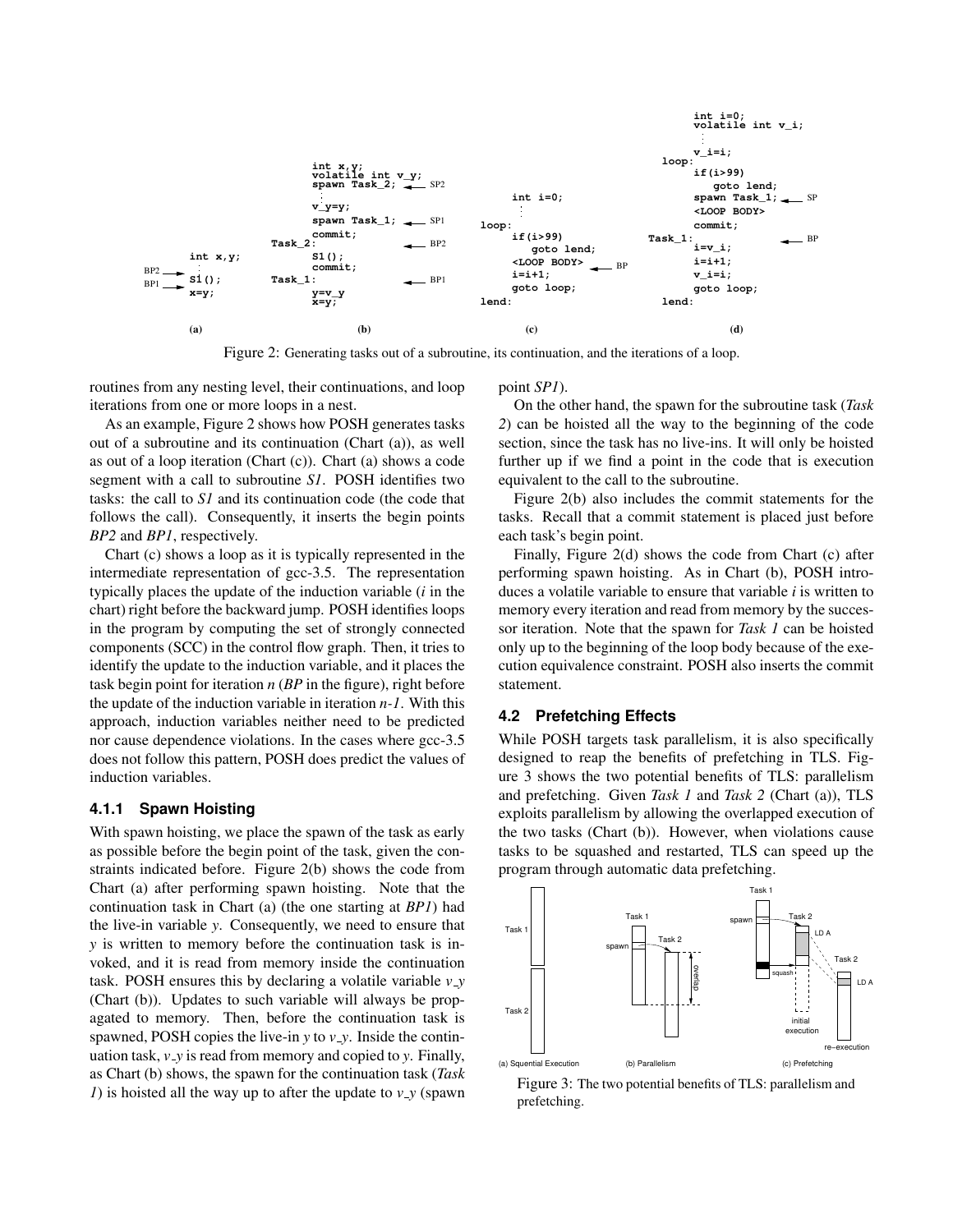Figure 2: Generating tasks out of a subroutine, its continuation, and the iterations of a loop.

routines from any nesting level, their continuations, and loop iterations from one or more loops in a nest.

As an example, Figure 2 shows how POSH generates tasks out of a subroutine and its continuation (Chart (a)), as well as out of a loop iteration (Chart (c)). Chart (a) shows a code segment with a call to subroutine *S1*. POSH identifies two tasks: the call to *S1* and its continuation code (the code that follows the call). Consequently, it inserts the begin points *BP2* and *BP1*, respectively.

Chart (c) shows a loop as it is typically represented in the intermediate representation of gcc-3.5. The representation typically places the update of the induction variable (*i* in the chart) right before the backward jump. POSH identifies loops in the program by computing the set of strongly connected components (SCC) in the control flow graph. Then, it tries to identify the update to the induction variable, and it places the task begin point for iteration *n* (*BP* in the figure), right before the update of the induction variable in iteration *n-1*. With this approach, induction variables neither need to be predicted nor cause dependence violations. In the cases where gcc-3.5 does not follow this pattern, POSH does predict the values of induction variables.

### 4.1.1 Spawn Hoisting

With spawn hoisting, we place the spawn of the task as early as possible before the begin point of the task, given the constraints indicated before. Figure 2(b) shows the code from Chart (a) after performing spawn hoisting. Note that the continuation task in Chart (a) (the one starting at *BP1*) had the live-in variable *y*. Consequently, we need to ensure that *y* is written to memory before the continuation task is invoked, and it is read from memory inside the continuation task. POSH ensures this by declaring a volatile variable *v_y* (Chart (b)). Updates to such variable will always be propagated to memory. Then, before the continuation task is spawned, POSH copies the live-in *y* to *v_y*. Inside the continuation task, *v_y* is read from memory and copied to *y*. Finally, as Chart (b) shows, the spawn for the continuation task (*Task 1*) is hoisted all the way up to after the update to *v_y* (spawn point *SP1*).

On the other hand, the spawn for the subroutine task (*Task 2*) can be hoisted all the way to the beginning of the code section, since the task has no live-ins. It will only be hoisted further up if we find a point in the code that is execution equivalent to the call to the subroutine.

Figure 2(b) also includes the commit statements for the tasks. Recall that a commit statement is placed just before each task's begin point.

Finally, Figure 2(d) shows the code from Chart (c) after performing spawn hoisting. As in Chart (b), POSH introduces a volatile variable to ensure that variable *i* is written to memory every iteration and read from memory by the successor iteration. Note that the spawn for *Task 1* can be hoisted only up to the beginning of the loop body because of the execution equivalence constraint. POSH also inserts the commit statement.

## 4.2 Prefetching Effects

While POSH targets task parallelism, it is also specifically designed to reap the benefits of prefetching in TLS. Figure 3 shows the two potential benefits of TLS: parallelism and prefetching. Given *Task 1* and *Task 2* (Chart (a)), TLS exploits parallelism by allowing the overlapped execution of the two tasks (Chart (b)). However, when violations cause tasks to be squashed and restarted, TLS can speed up the program through automatic data prefetching.

Figure 3: The two potential benefits of TLS: parallelism and prefetching.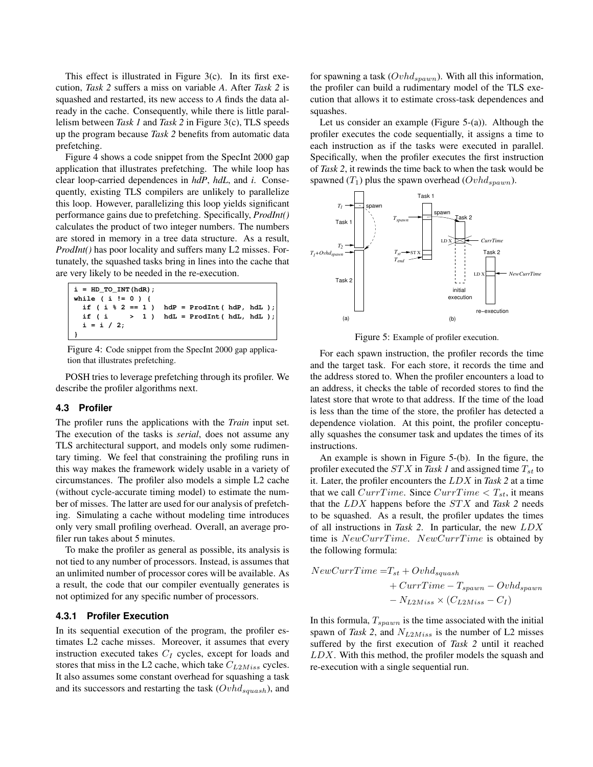This effect is illustrated in Figure 3(c). In its first execution, *Task 2* suffers a miss on variable *A*. After *Task 2* is squashed and restarted, its new access to *A* finds the data already in the cache. Consequently, while there is little parallelism between *Task 1* and *Task 2* in Figure 3(c), TLS speeds up the program because *Task 2* benefits from automatic data prefetching.

Figure 4 shows a code snippet from the SpecInt 2000 gap application that illustrates prefetching. The while loop has clear loop-carried dependences in *hdP*, *hdL*, and *i*. Consequently, existing TLS compilers are unlikely to parallelize this loop. However, parallelizing this loop yields significant performance gains due to prefetching. Specifically, *ProdInt()* calculates the product of two integer numbers. The numbers are stored in memory in a tree data structure. As a result, *ProdInt()* has poor locality and suffers many L2 misses. Fortunately, the squashed tasks bring in lines into the cache that are very likely to be needed in the re-execution.

```
i = HD_TO_INT(hdR);
while ( i != 0 ) {
  if ( i % 2 == 1 )  hdP = ProdInt( hdP, hdL );
  if ( i     >  1 )  hdL = ProdInt( hdL, hdL );
  i = i / 2;
}
```

Figure 4: Code snippet from the SpecInt 2000 gap application that illustrates prefetching.

POSH tries to leverage prefetching through its profiler. We describe the profiler algorithms next.

### 4.3 Profiler

The profiler runs the applications with the *Train* input set. The execution of the tasks is *serial*, does not assume any TLS architectural support, and models only some rudimentary timing. We feel that constraining the profiling runs in this way makes the framework widely usable in a variety of circumstances. The profiler also models a simple L2 cache (without cycle-accurate timing model) to estimate the number of misses. The latter are used for our analysis of prefetching. Simulating a cache without modeling time introduces only very small profiling overhead. Overall, an average profiler run takes about 5 minutes.

To make the profiler as general as possible, its analysis is not tied to any number of processors. Instead, is assumes that an unlimited number of processor cores will be available. As a result, the code that our compiler eventually generates is not optimized for any specific number of processors.

#### 4.3.1 Profiler Execution

In its sequential execution of the program, the profiler estimates L2 cache misses. Moreover, it assumes that every instruction executed takes $C_I$ cycles, except for loads and stores that miss in the L2 cache, which take $C_{L2Miss}$ cycles. It also assumes some constant overhead for squashing a task and its successors and restarting the task ($Ovhd_{squash}$), and for spawning a task ($Ovhd_{spawn}$). With all this information, the profiler can build a rudimentary model of the TLS execution that allows it to estimate cross-task dependences and squashes.

Let us consider an example (Figure 5-(a)). Although the profiler executes the code sequentially, it assigns a time to each instruction as if the tasks were executed in parallel. Specifically, when the profiler executes the first instruction of *Task 2*, it rewinds the time back to when the task would be spawned ($T_1$) plus the spawn overhead ($Ovhd_{spawn}$).

Figure 5: Example of profiler execution.

For each spawn instruction, the profiler records the time and the target task. For each store, it records the time and the address stored to. When the profiler encounters a load to an address, it checks the table of recorded stores to find the latest store that wrote to that address. If the time of the load is less than the time of the store, the profiler has detected a dependence violation. At this point, the profiler conceptually squashes the consumer task and updates the times of its instructions.

An example is shown in Figure 5-(b). In the figure, the profiler executed the $STX$ in *Task 1* and assigned time $T_{st}$ to it. Later, the profiler encounters the $LDX$ in *Task 2* at a time that we call $CurrTime$. Since $CurrTime < T_{st}$, it means that the $LDX$ happens before the $STX$ and *Task 2* needs to be squashed. As a result, the profiler updates the times of all instructions in *Task 2*. In particular, the new $LDX$ time is $NewCurrTime$. $NewCurrTime$ is obtained by the following formula:

$$
\begin{aligned}
NewCurrTime = & T_{st} + Ovhd_{squash} \\
& + CurrTime - T_{spawn} - Ovhd_{spawn} \\
& - N_{L2Miss} \times (C_{L2Miss} - C_I)
\end{aligned}
$$

In this formula, $T_{spawn}$ is the time associated with the initial spawn of *Task 2*, and $N_{L2Miss}$ is the number of L2 misses suffered by the first execution of *Task 2* until it reached $LDX$. With this method, the profiler models the squash and re-execution with a single sequential run.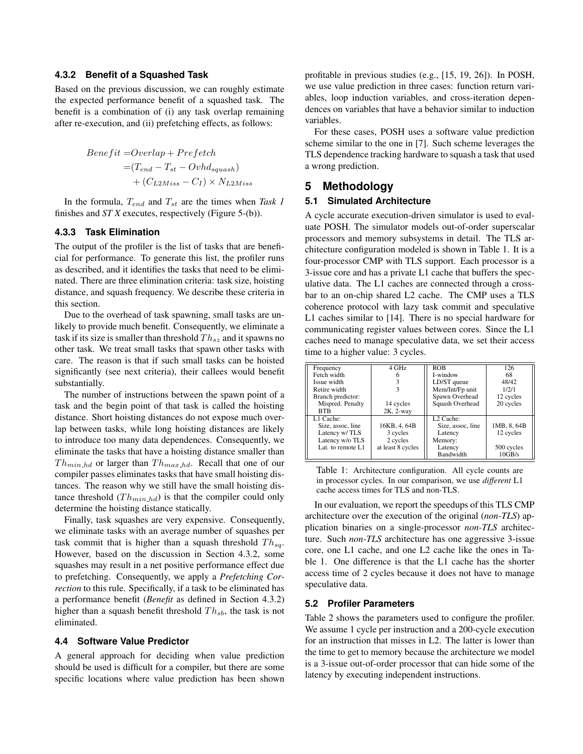### 4.3.2 Benefit of a Squashed Task

Based on the previous discussion, we can roughly estimate the expected performance benefit of a squashed task. The benefit is a combination of (i) any task overlap remaining after re-execution, and (ii) prefetching effects, as follows:

$$
\begin{aligned}
Benefit =& Overlap + Prefetch \\
=& (T_{end} - T_{st} - Ovhd_{squash}) \\
& + (C_{L2Miss} - C_I) \times N_{L2Miss}
\end{aligned}
$$

In the formula, $T_{end}$ and $T_{st}$ are the times when *Task 1* finishes and *ST X* executes, respectively (Figure 5-(b)).

### 4.3.3 Task Elimination

The output of the profiler is the list of tasks that are beneficial for performance. To generate this list, the profiler runs as described, and it identifies the tasks that need to be eliminated. There are three elimination criteria: task size, hoisting distance, and squash frequency. We describe these criteria in this section.

Due to the overhead of task spawning, small tasks are unlikely to provide much benefit. Consequently, we eliminate a task if its size is smaller than threshold $Th_{sz}$ and it spawns no other task. We treat small tasks that spawn other tasks with care. The reason is that if such small tasks can be hoisted significantly (see next criteria), their callees would benefit substantially.

The number of instructions between the spawn point of a task and the begin point of that task is called the hoisting distance. Short hoisting distances do not expose much overlap between tasks, while long hoisting distances are likely to introduce too many data dependences. Consequently, we eliminate the tasks that have a hoisting distance smaller than $Th_{min\_hd}$ or larger than $Th_{max\_hd}$. Recall that one of our compiler passes eliminates tasks that have small hoisting distances. The reason why we still have the small hoisting distance threshold ($Th_{min\_hd}$) is that the compiler could only determine the hoisting distance statically.

Finally, task squashes are very expensive. Consequently, we eliminate tasks with an average number of squashes per task commit that is higher than a squash threshold $Th_{sq}$. However, based on the discussion in Section 4.3.2, some squashes may result in a net positive performance effect due to prefetching. Consequently, we apply a *Prefetching Correction* to this rule. Specifically, if a task to be eliminated has a performance benefit (*Benefit* as defined in Section 4.3.2) higher than a squash benefit threshold $Th_{sb}$, the task is not eliminated.

## 4.4 Software Value Predictor

A general approach for deciding when value prediction should be used is difficult for a compiler, but there are some specific locations where value prediction has been shown profitable in previous studies (e.g., [15, 19, 26]). In POSH, we use value prediction in three cases: function return variables, loop induction variables, and cross-iteration dependences on variables that have a behavior similar to induction variables.

For these cases, POSH uses a software value prediction scheme similar to the one in [7]. Such scheme leverages the TLS dependence tracking hardware to squash a task that used a wrong prediction.

# 5 Methodology

## 5.1 Simulated Architecture

A cycle accurate execution-driven simulator is used to evaluate POSH. The simulator models out-of-order superscalar processors and memory subsystems in detail. The TLS architecture configuration modeled is shown in Table 1. It is a four-processor CMP with TLS support. Each processor is a 3-issue core and has a private L1 cache that buffers the speculative data. The L1 caches are connected through a crossbar to an on-chip shared L2 cache. The CMP uses a TLS coherence protocol with lazy task commit and speculative L1 caches similar to [14]. There is no special hardware for communicating register values between cores. Since the L1 caches need to manage speculative data, we set their access time to a higher value: 3 cycles.

| | | | |
|---|---|---|---|
| Frequency | 4 GHz | ROB | 126 |
| Fetch width | 6 | I-window | 68 |
| Issue width | 3 | LD/ST queue | 48/42 |
| Retire width | 3 | Mem/Int/Fp unit | 1/2/1 |
| Branch predictor: | | Spawn Overhead | 12 cycles |
| Mispred. Penalty | 14 cycles | Squash Overhead | 20 cycles |
| BTB | 2K, 2-way | | |
| L1 Cache: | | L2 Cache: | |
| Size, assoc, line | 16KB, 4, 64B | Size, assoc, line | 1MB, 8, 64B |
| Latency w/ TLS | 3 cycles | Latency | 12 cycles |
| Latency w/o TLS | 2 cycles | Memory: | |
| Lat. to remote L1 | at least 8 cycles | Latency | 500 cycles |
| | | Bandwidth | 10GB/s |

Table 1: Architecture configuration. All cycle counts are in processor cycles. In our comparison, we use *different* L1 cache access times for TLS and non-TLS.

In our evaluation, we report the speedups of this TLS CMP architecture over the execution of the original (*non-TLS*) application binaries on a single-processor *non-TLS* architecture. Such *non-TLS* architecture has one aggressive 3-issue core, one L1 cache, and one L2 cache like the ones in Table 1. One difference is that the L1 cache has the shorter access time of 2 cycles because it does not have to manage speculative data.

## 5.2 Profiler Parameters

Table 2 shows the parameters used to configure the profiler. We assume 1 cycle per instruction and a 200-cycle execution for an instruction that misses in L2. The latter is lower than the time to get to memory because the architecture we model is a 3-issue out-of-order processor that can hide some of the latency by executing independent instructions.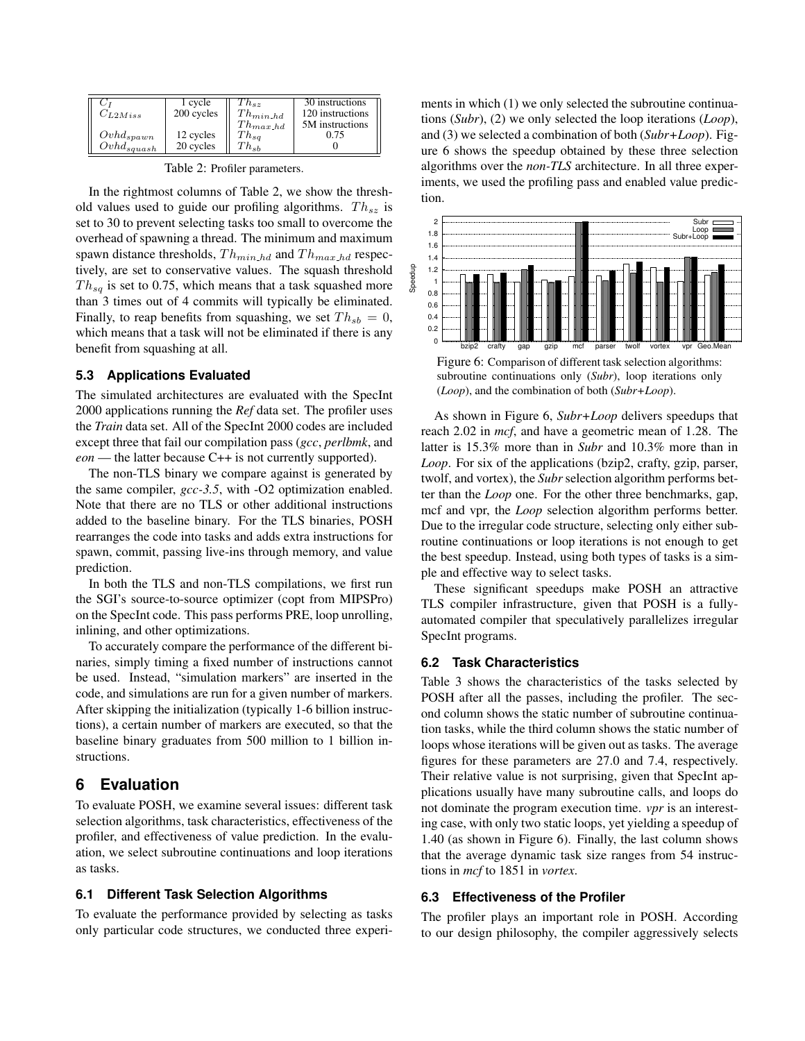| | | | |
|---|---|---|---|
| $C_I$ | 1 cycle | $Th_{sz}$ | 30 instructions |
| $C_{L2Miss}$ | 200 cycles | $Th_{min\_hd}$ | 120 instructions |
| | | $Th_{max\_hd}$ | 5M instructions |
| $Ovhd_{spawn}$ | 12 cycles | $Th_{sq}$ | 0.75 |
| $Ovhd_{squash}$ | 20 cycles | $Th_{sb}$ | 0 |

Table 2: Profiler parameters.

In the rightmost columns of Table 2, we show the threshold values used to guide our profiling algorithms. $Th_{sz}$ is set to 30 to prevent selecting tasks too small to overcome the overhead of spawning a thread. The minimum and maximum spawn distance thresholds, $Th_{min\_hd}$ and $Th_{max\_hd}$ respectively, are set to conservative values. The squash threshold $Th_{sq}$ is set to 0.75, which means that a task squashed more than 3 times out of 4 commits will typically be eliminated. Finally, to reap benefits from squashing, we set $Th_{sb} = 0$, which means that a task will not be eliminated if there is any benefit from squashing at all.

### 5.3 Applications Evaluated

The simulated architectures are evaluated with the SpecInt 2000 applications running the *Ref* data set. The profiler uses the *Train* data set. All of the SpecInt 2000 codes are included except three that fail our compilation pass (*gcc*, *perlbmk*, and *eon* — the latter because C++ is not currently supported).

The non-TLS binary we compare against is generated by the same compiler, *gcc-3.5*, with -O2 optimization enabled. Note that there are no TLS or other additional instructions added to the baseline binary. For the TLS binaries, POSH rearranges the code into tasks and adds extra instructions for spawn, commit, passing live-ins through memory, and value prediction.

In both the TLS and non-TLS compilations, we first run the SGI's source-to-source optimizer (copt from MIPSPro) on the SpecInt code. This pass performs PRE, loop unrolling, inlining, and other optimizations.

To accurately compare the performance of the different binaries, simply timing a fixed number of instructions cannot be used. Instead, "simulation markers" are inserted in the code, and simulations are run for a given number of markers. After skipping the initialization (typically 1-6 billion instructions), a certain number of markers are executed, so that the baseline binary graduates from 500 million to 1 billion instructions.

# 6 Evaluation

To evaluate POSH, we examine several issues: different task selection algorithms, task characteristics, effectiveness of the profiler, and effectiveness of value prediction. In the evaluation, we select subroutine continuations and loop iterations as tasks.

### 6.1 Different Task Selection Algorithms

To evaluate the performance provided by selecting as tasks only particular code structures, we conducted three experiments in which (1) we only selected the subroutine continuations (*Subr*), (2) we only selected the loop iterations (*Loop*), and (3) we selected a combination of both (*Subr+Loop*). Figure 6 shows the speedup obtained by these three selection algorithms over the *non-TLS* architecture. In all three experiments, we used the profiling pass and enabled value prediction.

Figure 6: Comparison of different task selection algorithms: subroutine continuations only (*Subr*), loop iterations only (*Loop*), and the combination of both (*Subr+Loop*).

As shown in Figure 6, *Subr+Loop* delivers speedups that reach 2.02 in *mcf*, and have a geometric mean of 1.28. The latter is 15.3% more than in *Subr* and 10.3% more than in *Loop*. For six of the applications (bzip2, crafty, gzip, parser, twolf, and vortex), the *Subr* selection algorithm performs better than the *Loop* one. For the other three benchmarks, gap, mcf and vpr, the *Loop* selection algorithm performs better. Due to the irregular code structure, selecting only either subroutine continuations or loop iterations is not enough to get the best speedup. Instead, using both types of tasks is a simple and effective way to select tasks.

These significant speedups make POSH an attractive TLS compiler infrastructure, given that POSH is a fully-automated compiler that speculatively parallelizes irregular SpecInt programs.

### 6.2 Task Characteristics

Table 3 shows the characteristics of the tasks selected by POSH after all the passes, including the profiler. The second column shows the static number of subroutine continuation tasks, while the third column shows the static number of loops whose iterations will be given out as tasks. The average figures for these parameters are 27.0 and 7.4, respectively. Their relative value is not surprising, given that SpecInt applications usually have many subroutine calls, and loops do not dominate the program execution time. *vpr* is an interesting case, with only two static loops, yet yielding a speedup of 1.40 (as shown in Figure 6). Finally, the last column shows that the average dynamic task size ranges from 54 instructions in *mcf* to 1851 in *vortex*.

### 6.3 Effectiveness of the Profiler

The profiler plays an important role in POSH. According to our design philosophy, the compiler aggressively selects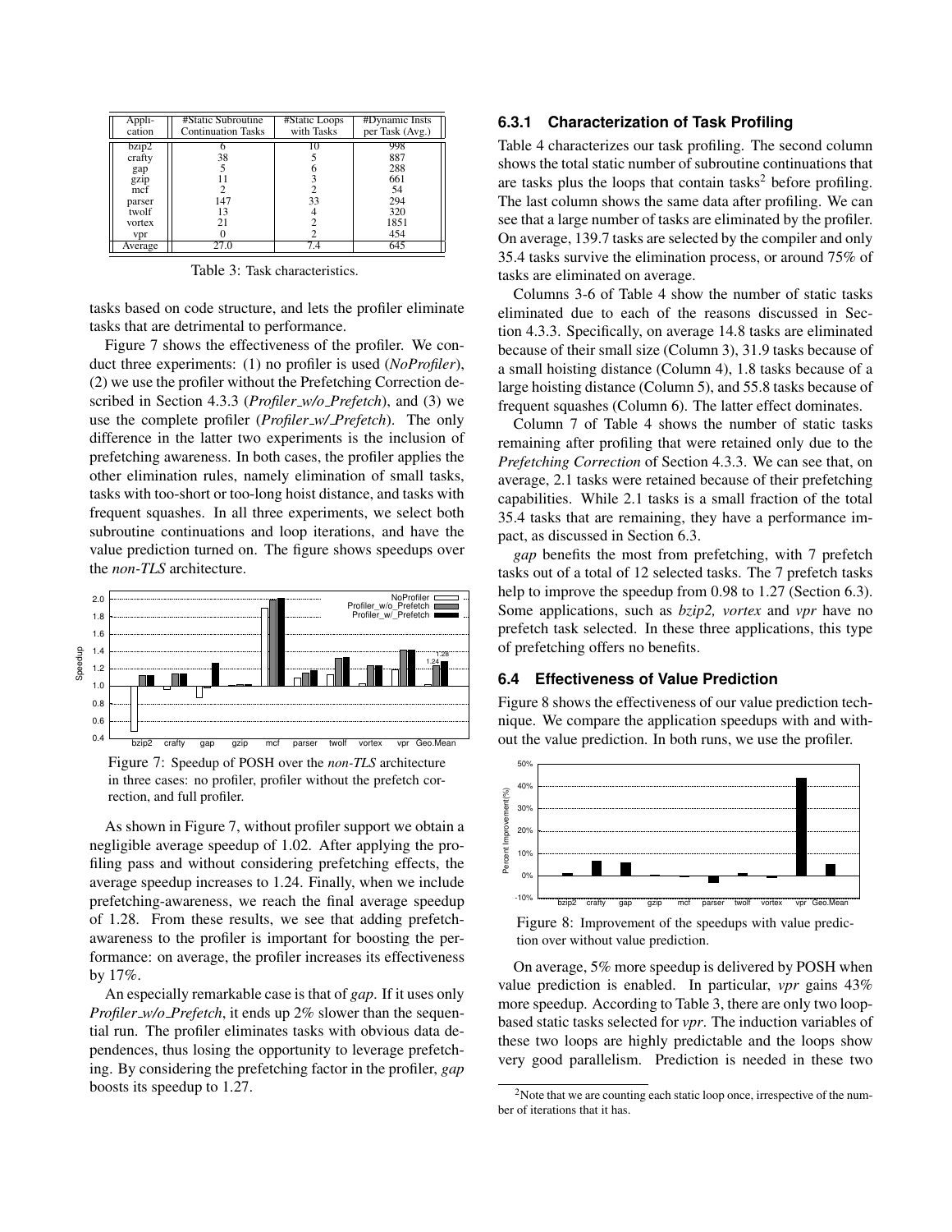| Appli-cation | #Static Subroutine Continuation Tasks | #Static Loops with Tasks | #Dynamic Insts per Task (Avg.) |
|---|---|---|---|
| bzip2 | 6 | 10 | 998 |
| crafty | 38 | 5 | 887 |
| gap | 5 | 6 | 288 |
| gzip | 11 | 3 | 661 |
| mcf | 2 | 2 | 54 |
| parser | 147 | 33 | 294 |
| twolf | 13 | 4 | 320 |
| vortex | 21 | 2 | 1851 |
| vpr | 0 | 2 | 454 |
| Average | 27.0 | 7.4 | 645 |

Table 3: Task characteristics.

tasks based on code structure, and lets the profiler eliminate tasks that are detrimental to performance.

Figure 7 shows the effectiveness of the profiler. We conduct three experiments: (1) no profiler is used (*NoProfiler*), (2) we use the profiler without the Prefetching Correction described in Section 4.3.3 (*Profiler_w/o_Prefetch*), and (3) we use the complete profiler (*Profiler_w/_Prefetch*). The only difference in the latter two experiments is the inclusion of prefetching awareness. In both cases, the profiler applies the other elimination rules, namely elimination of small tasks, tasks with too-short or too-long hoist distance, and tasks with frequent squashes. In all three experiments, we select both subroutine continuations and loop iterations, and have the value prediction turned on. The figure shows speedups over the *non-TLS* architecture.

Figure 7: Speedup of POSH over the *non-TLS* architecture in three cases: no profiler, profiler without the prefetch correction, and full profiler.

As shown in Figure 7, without profiler support we obtain a negligible average speedup of 1.02. After applying the profiling pass and without considering prefetching effects, the average speedup increases to 1.24. Finally, when we include prefetching-awareness, we reach the final average speedup of 1.28. From these results, we see that adding prefetch-awareness to the profiler is important for boosting the performance: on average, the profiler increases its effectiveness by 17%.

An especially remarkable case is that of *gap*. If it uses only *Profiler_w/o_Prefetch*, it ends up 2% slower than the sequential run. The profiler eliminates tasks with obvious data dependences, thus losing the opportunity to leverage prefetching. By considering the prefetching factor in the profiler, *gap* boosts its speedup to 1.27.

### 6.3.1 Characterization of Task Profiling

Table 4 characterizes our task profiling. The second column shows the total static number of subroutine continuations that are tasks plus the loops that contain tasks[2] before profiling. The last column shows the same data after profiling. We can see that a large number of tasks are eliminated by the profiler. On average, 139.7 tasks are selected by the compiler and only 35.4 tasks survive the elimination process, or around 75% of tasks are eliminated on average.

Columns 3-6 of Table 4 show the number of static tasks eliminated due to each of the reasons discussed in Section 4.3.3. Specifically, on average 14.8 tasks are eliminated because of their small size (Column 3), 31.9 tasks because of a small hoisting distance (Column 4), 1.8 tasks because of a large hoisting distance (Column 5), and 55.8 tasks because of frequent squashes (Column 6). The latter effect dominates.

Column 7 of Table 4 shows the number of static tasks remaining after profiling that were retained only due to the *Prefetching Correction* of Section 4.3.3. We can see that, on average, 2.1 tasks were retained because of their prefetching capabilities. While 2.1 tasks is a small fraction of the total 35.4 tasks that are remaining, they have a performance impact, as discussed in Section 6.3.

*gap* benefits the most from prefetching, with 7 prefetch tasks out of a total of 12 selected tasks. The 7 prefetch tasks help to improve the speedup from 0.98 to 1.27 (Section 6.3). Some applications, such as *bzip2, vortex* and *vpr* have no prefetch task selected. In these three applications, this type of prefetching offers no benefits.

### 6.4 Effectiveness of Value Prediction

Figure 8 shows the effectiveness of our value prediction technique. We compare the application speedups with and without the value prediction. In both runs, we use the profiler.

Figure 8: Improvement of the speedups with value prediction over without value prediction.

On average, 5% more speedup is delivered by POSH when value prediction is enabled. In particular, *vpr* gains 43% more speedup. According to Table 3, there are only two loop-based static tasks selected for *vpr*. The induction variables of these two loops are highly predictable and the loops show very good parallelism. Prediction is needed in these two

[2] Note that we are counting each static loop once, irrespective of the number of iterations that it has.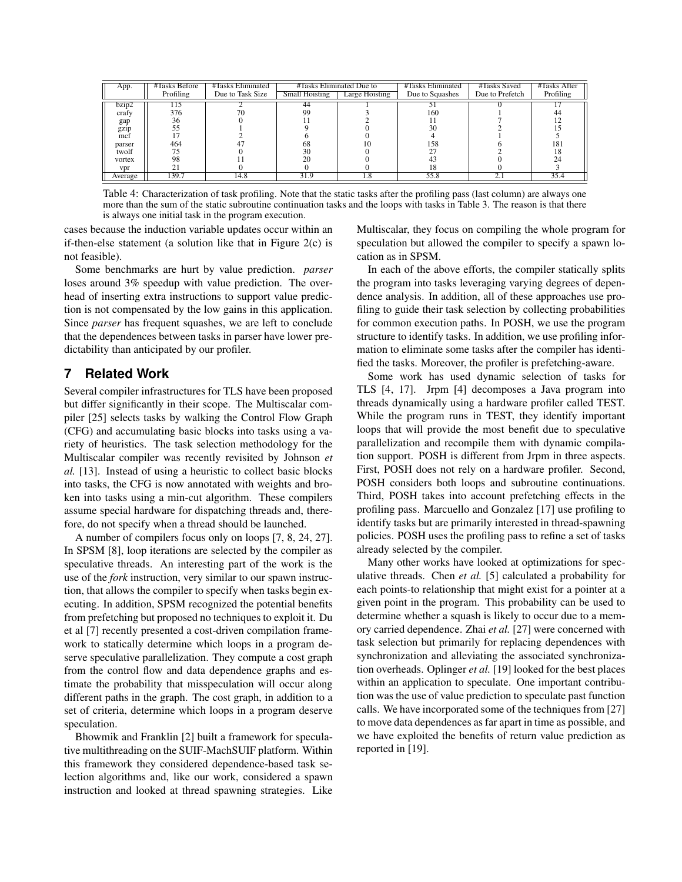| App. | #Tasks Before Profiling | #Tasks Eliminated Due to Task Size | #Tasks Eliminated Due to | | #Tasks Eliminated Due to Squashes | #Tasks Saved Due to Prefetch | #Tasks After Profiling |
|---|---|---|---|---|---|---|---|
| | | | Small Hoisting | Large Hoisting | | | |
| bzip2 | 115 | 2 | 44 | 1 | 51 | 0 | 17 |
| crafy | 376 | 70 | 99 | 3 | 160 | 1 | 44 |
| gap | 36 | 0 | 11 | 2 | 11 | 7 | 12 |
| gzip | 55 | 1 | 9 | 0 | 30 | 2 | 15 |
| mcf | 17 | 2 | 6 | 0 | 4 | 1 | 5 |
| parser | 464 | 47 | 68 | 10 | 158 | 6 | 181 |
| twolf | 75 | 0 | 30 | 0 | 27 | 2 | 18 |
| vortex | 98 | 11 | 20 | 0 | 43 | 0 | 24 |
| vpr | 21 | 0 | 0 | 0 | 18 | 0 | 3 |
| Average | 139.7 | 14.8 | 31.9 | 1.8 | 55.8 | 2.1 | 35.4 |

Table 4: Characterization of task profiling. Note that the static tasks after the profiling pass (last column) are always one more than the sum of the static subroutine continuation tasks and the loops with tasks in Table 3. The reason is that there is always one initial task in the program execution.

cases because the induction variable updates occur within an if-then-else statement (a solution like that in Figure 2(c) is not feasible).

Some benchmarks are hurt by value prediction. *parser* loses around 3% speedup with value prediction. The overhead of inserting extra instructions to support value prediction is not compensated by the low gains in this application. Since *parser* has frequent squashes, we are left to conclude that the dependences between tasks in parser have lower predictability than anticipated by our profiler.

## 7 Related Work

Several compiler infrastructures for TLS have been proposed but differ significantly in their scope. The Multiscalar compiler [25] selects tasks by walking the Control Flow Graph (CFG) and accumulating basic blocks into tasks using a variety of heuristics. The task selection methodology for the Multiscalar compiler was recently revisited by Johnson *et al.* [13]. Instead of using a heuristic to collect basic blocks into tasks, the CFG is now annotated with weights and broken into tasks using a min-cut algorithm. These compilers assume special hardware for dispatching threads and, therefore, do not specify when a thread should be launched.

A number of compilers focus only on loops [7, 8, 24, 27]. In SPSM [8], loop iterations are selected by the compiler as speculative threads. An interesting part of the work is the use of the *fork* instruction, very similar to our spawn instruction, that allows the compiler to specify when tasks begin executing. In addition, SPSM recognized the potential benefits from prefetching but proposed no techniques to exploit it. Du et al [7] recently presented a cost-driven compilation framework to statically determine which loops in a program deserve speculative parallelization. They compute a cost graph from the control flow and data dependence graphs and estimate the probability that misspeculation will occur along different paths in the graph. The cost graph, in addition to a set of criteria, determine which loops in a program deserve speculation.

Bhowmik and Franklin [2] built a framework for speculative multithreading on the SUIF-MachSUIF platform. Within this framework they considered dependence-based task selection algorithms and, like our work, considered a spawn instruction and looked at thread spawning strategies. Like Multiscalar, they focus on compiling the whole program for speculation but allowed the compiler to specify a spawn location as in SPSM.

In each of the above efforts, the compiler statically splits the program into tasks leveraging varying degrees of dependence analysis. In addition, all of these approaches use profiling to guide their task selection by collecting probabilities for common execution paths. In POSH, we use the program structure to identify tasks. In addition, we use profiling information to eliminate some tasks after the compiler has identified the tasks. Moreover, the profiler is prefetching-aware.

Some work has used dynamic selection of tasks for TLS [4, 17]. Jrpm [4] decomposes a Java program into threads dynamically using a hardware profiler called TEST. While the program runs in TEST, they identify important loops that will provide the most benefit due to speculative parallelization and recompile them with dynamic compilation support. POSH is different from Jrpm in three aspects. First, POSH does not rely on a hardware profiler. Second, POSH considers both loops and subroutine continuations. Third, POSH takes into account prefetching effects in the profiling pass. Marcuello and Gonzalez [17] use profiling to identify tasks but are primarily interested in thread-spawning policies. POSH uses the profiling pass to refine a set of tasks already selected by the compiler.

Many other works have looked at optimizations for speculative threads. Chen *et al.* [5] calculated a probability for each points-to relationship that might exist for a pointer at a given point in the program. This probability can be used to determine whether a squash is likely to occur due to a memory carried dependence. Zhai *et al.* [27] were concerned with task selection but primarily for replacing dependences with synchronization and alleviating the associated synchronization overheads. Oplinger *et al.* [19] looked for the best places within an application to speculate. One important contribution was the use of value prediction to speculate past function calls. We have incorporated some of the techniques from [27] to move data dependences as far apart in time as possible, and we have exploited the benefits of return value prediction as reported in [19].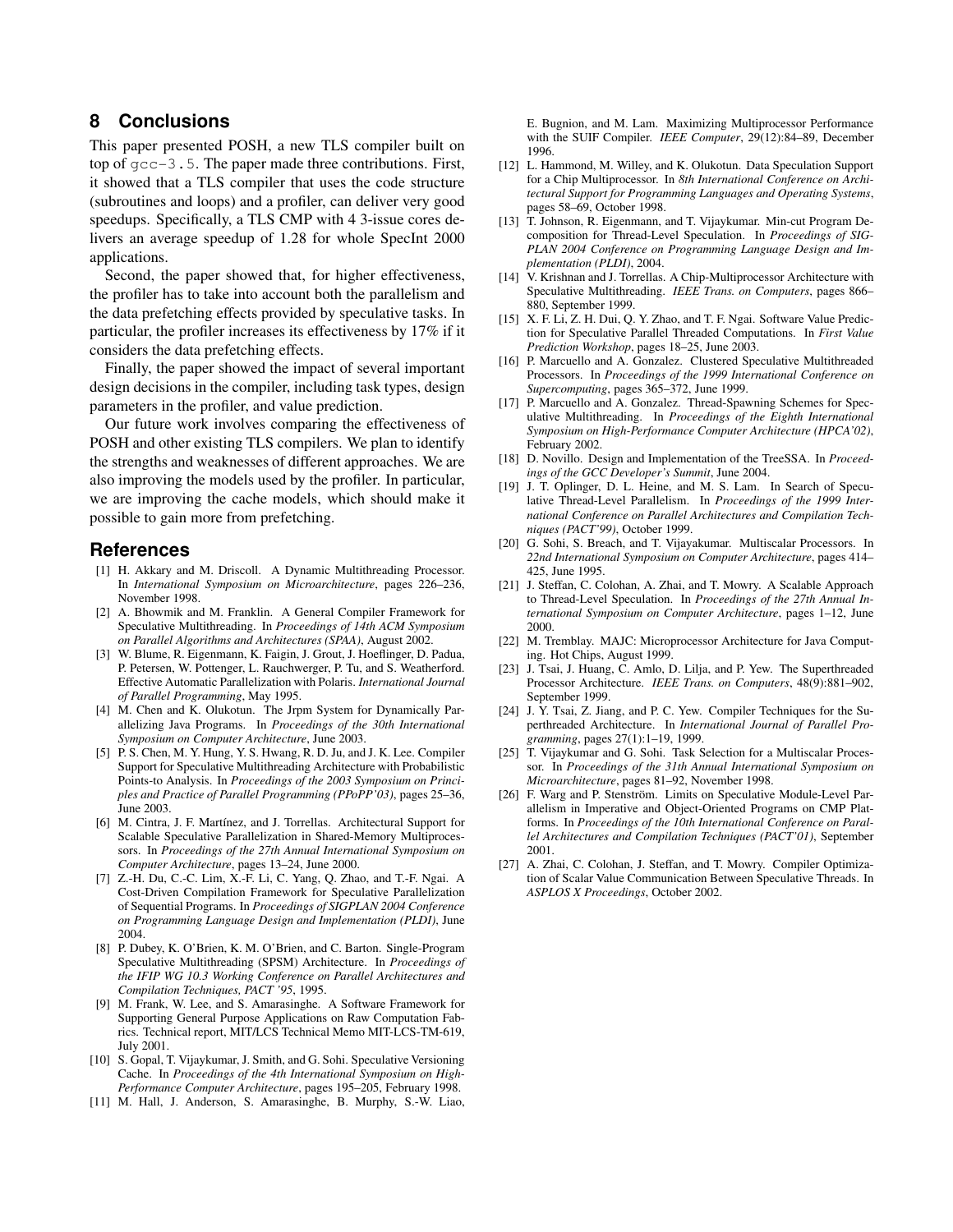## 8 Conclusions

This paper presented POSH, a new TLS compiler built on top of `gcc-3.5`. The paper made three contributions. First, it showed that a TLS compiler that uses the code structure (subroutines and loops) and a profiler, can deliver very good speedups. Specifically, a TLS CMP with 4 3-issue cores delivers an average speedup of 1.28 for whole SpecInt 2000 applications.

Second, the paper showed that, for higher effectiveness, the profiler has to take into account both the parallelism and the data prefetching effects provided by speculative tasks. In particular, the profiler increases its effectiveness by 17% if it considers the data prefetching effects.

Finally, the paper showed the impact of several important design decisions in the compiler, including task types, design parameters in the profiler, and value prediction.

Our future work involves comparing the effectiveness of POSH and other existing TLS compilers. We plan to identify the strengths and weaknesses of different approaches. We are also improving the models used by the profiler. In particular, we are improving the cache models, which should make it possible to gain more from prefetching.

## References

[1] H. Akkary and M. Driscoll. A Dynamic Multithreading Processor. In *International Symposium on Microarchitecture*, pages 226–236, November 1998.

[2] A. Bhowmik and M. Franklin. A General Compiler Framework for Speculative Multithreading. In *Proceedings of 14th ACM Symposium on Parallel Algorithms and Architectures (SPAA)*, August 2002.

[3] W. Blume, R. Eigenmann, K. Faigin, J. Grout, J. Hoeflinger, D. Padua, P. Petersen, W. Pottenger, L. Rauchwerger, P. Tu, and S. Weatherford. Effective Automatic Parallelization with Polaris. *International Journal of Parallel Programming*, May 1995.

[4] M. Chen and K. Olukotun. The Jrpm System for Dynamically Parallelizing Java Programs. In *Proceedings of the 30th International Symposium on Computer Architecture*, June 2003.

[5] P. S. Chen, M. Y. Hung, Y. S. Hwang, R. D. Ju, and J. K. Lee. Compiler Support for Speculative Multithreading Architecture with Probabilistic Points-to Analysis. In *Proceedings of the 2003 Symposium on Principles and Practice of Parallel Programming (PPoPP'03)*, pages 25–36, June 2003.

[6] M. Cintra, J. F. Martínez, and J. Torrellas. Architectural Support for Scalable Speculative Parallelization in Shared-Memory Multiprocessors. In *Proceedings of the 27th Annual International Symposium on Computer Architecture*, pages 13–24, June 2000.

[7] Z.-H. Du, C.-C. Lim, X.-F. Li, C. Yang, Q. Zhao, and T.-F. Ngai. A Cost-Driven Compilation Framework for Speculative Parallelization of Sequential Programs. In *Proceedings of SIGPLAN 2004 Conference on Programming Language Design and Implementation (PLDI)*, June 2004.

[8] P. Dubey, K. O'Brien, K. M. O'Brien, and C. Barton. Single-Program Speculative Multithreading (SPSM) Architecture. In *Proceedings of the IFIP WG 10.3 Working Conference on Parallel Architectures and Compilation Techniques, PACT '95*, 1995.

[9] M. Frank, W. Lee, and S. Amarasinghe. A Software Framework for Supporting General Purpose Applications on Raw Computation Fabrics. Technical report, MIT/LCS Technical Memo MIT-LCS-TM-619, July 2001.

[10] S. Gopal, T. Vijaykumar, J. Smith, and G. Sohi. Speculative Versioning Cache. In *Proceedings of the 4th International Symposium on High-Performance Computer Architecture*, pages 195–205, February 1998.

[11] M. Hall, J. Anderson, S. Amarasinghe, B. Murphy, S.-W. Liao, E. Bugnion, and M. Lam. Maximizing Multiprocessor Performance with the SUIF Compiler. *IEEE Computer*, 29(12):84–89, December 1996.

[12] L. Hammond, M. Willey, and K. Olukotun. Data Speculation Support for a Chip Multiprocessor. In *8th International Conference on Architectural Support for Programming Languages and Operating Systems*, pages 58–69, October 1998.

[13] T. Johnson, R. Eigenmann, and T. Vijaykumar. Min-cut Program Decomposition for Thread-Level Speculation. In *Proceedings of SIGPLAN 2004 Conference on Programming Language Design and Implementation (PLDI)*, 2004.

[14] V. Krishnan and J. Torrellas. A Chip-Multiprocessor Architecture with Speculative Multithreading. *IEEE Trans. on Computers*, pages 866–880, September 1999.

[15] X. F. Li, Z. H. Dui, Q. Y. Zhao, and T. F. Ngai. Software Value Prediction for Speculative Parallel Threaded Computations. In *First Value Prediction Workshop*, pages 18–25, June 2003.

[16] P. Marcuello and A. Gonzalez. Clustered Speculative Multithreaded Processors. In *Proceedings of the 1999 International Conference on Supercomputing*, pages 365–372, June 1999.

[17] P. Marcuello and A. Gonzalez. Thread-Spawning Schemes for Speculative Multithreading. In *Proceedings of the Eighth International Symposium on High-Performance Computer Architecture (HPCA'02)*, February 2002.

[18] D. Novillo. Design and Implementation of the TreeSSA. In *Proceedings of the GCC Developer's Summit*, June 2004.

[19] J. T. Oplinger, D. L. Heine, and M. S. Lam. In Search of Speculative Thread-Level Parallelism. In *Proceedings of the 1999 International Conference on Parallel Architectures and Compilation Techniques (PACT'99)*, October 1999.

[20] G. Sohi, S. Breach, and T. Vijayakumar. Multiscalar Processors. In *22nd International Symposium on Computer Architecture*, pages 414–425, June 1995.

[21] J. Steffan, C. Colohan, A. Zhai, and T. Mowry. A Scalable Approach to Thread-Level Speculation. In *Proceedings of the 27th Annual International Symposium on Computer Architecture*, pages 1–12, June 2000.

[22] M. Tremblay. MAJC: Microprocessor Architecture for Java Computing. Hot Chips, August 1999.

[23] J. Tsai, J. Huang, C. Amlo, D. Lilja, and P. Yew. The Superthreaded Processor Architecture. *IEEE Trans. on Computers*, 48(9):881–902, September 1999.

[24] J. Y. Tsai, Z. Jiang, and P. C. Yew. Compiler Techniques for the Superthreaded Architecture. In *International Journal of Parallel Programming*, pages 27(1):1–19, 1999.

[25] T. Vijaykumar and G. Sohi. Task Selection for a Multiscalar Processor. In *Proceedings of the 31th Annual International Symposium on Microarchitecture*, pages 81–92, November 1998.

[26] F. Warg and P. Stenström. Limits on Speculative Module-Level Parallelism in Imperative and Object-Oriented Programs on CMP Platforms. In *Proceedings of the 10th International Conference on Parallel Architectures and Compilation Techniques (PACT'01)*, September 2001.

[27] A. Zhai, C. Colohan, J. Steffan, and T. Mowry. Compiler Optimization of Scalar Value Communication Between Speculative Threads. In *ASPLOS X Proceedings*, October 2002.